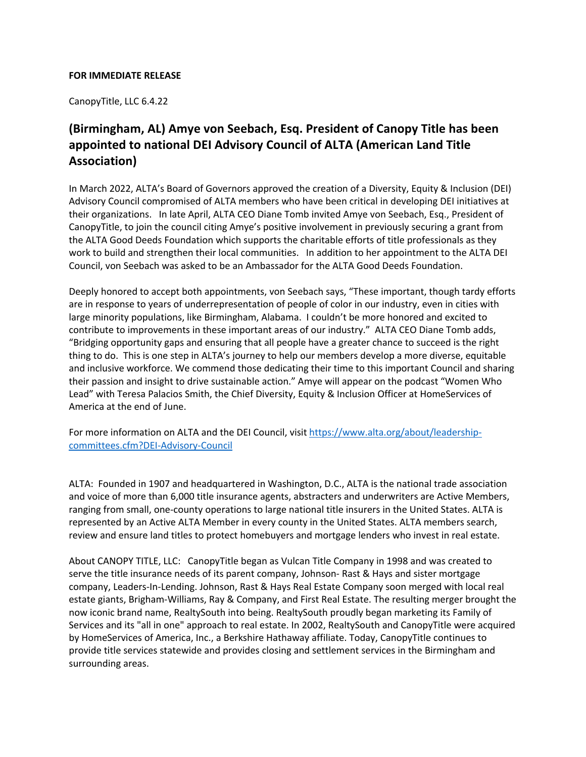**FOR IMMEDIATE RELEASE**

CanopyTitle, LLC 6.4.22

## (Birmingham, AL) Amye von Seebach, Esq. President of Canopy Title has been appointed to national DEI Advisory Council of ALTA (American Land Title Association)

In March 2022, ALTA's Board of Governors approved the creation of a Diversity, Equity & Inclusion (DEI) Advisory Council compromised of ALTA members who have been critical in developing DEI initiatives at their organizations. In late April, ALTA CEO Diane Tomb invited Amye von Seebach, Esq., President of CanopyTitle, to join the council citing Amye's positive involvement in previously securing a grant from the ALTA Good Deeds Foundation which supports the charitable efforts of title professionals as they work to build and strengthen their local communities. In addition to her appointment to the ALTA DEI Council, von Seebach was asked to be an Ambassador for the ALTA Good Deeds Foundation.

Deeply honored to accept both appointments, von Seebach says, "These important, though tardy efforts are in response to years of underrepresentation of people of color in our industry, even in cities with large minority populations, like Birmingham, Alabama. I couldn't be more honored and excited to contribute to improvements in these important areas of our industry." ALTA CEO Diane Tomb adds, "Bridging opportunity gaps and ensuring that all people have a greater chance to succeed is the right thing to do. This is one step in ALTA's journey to help our members develop a more diverse, equitable and inclusive workforce. We commend those dedicating their time to this important Council and sharing their passion and insight to drive sustainable action." Amye will appear on the podcast "Women Who Lead" with Teresa Palacios Smith, the Chief Diversity, Equity & Inclusion Officer at HomeServices of America at the end of June.

For more information on ALTA and the DEI Council, visit [https://www.alta.org/about/leadership-committees.cfm?DEI-Advisory-Council](https://www.alta.org/about/leadership-committees.cfm?DEI-Advisory-Council)

ALTA: Founded in 1907 and headquartered in Washington, D.C., ALTA is the national trade association and voice of more than 6,000 title insurance agents, abstracters and underwriters are Active Members, ranging from small, one-county operations to large national title insurers in the United States. ALTA is represented by an Active ALTA Member in every county in the United States. ALTA members search, review and ensure land titles to protect homebuyers and mortgage lenders who invest in real estate.

About CANOPY TITLE, LLC: CanopyTitle began as Vulcan Title Company in 1998 and was created to serve the title insurance needs of its parent company, Johnson- Rast & Hays and sister mortgage company, Leaders-In-Lending. Johnson, Rast & Hays Real Estate Company soon merged with local real estate giants, Brigham-Williams, Ray & Company, and First Real Estate. The resulting merger brought the now iconic brand name, RealtySouth into being. RealtySouth proudly began marketing its Family of Services and its "all in one" approach to real estate. In 2002, RealtySouth and CanopyTitle were acquired by HomeServices of America, Inc., a Berkshire Hathaway affiliate. Today, CanopyTitle continues to provide title services statewide and provides closing and settlement services in the Birmingham and surrounding areas.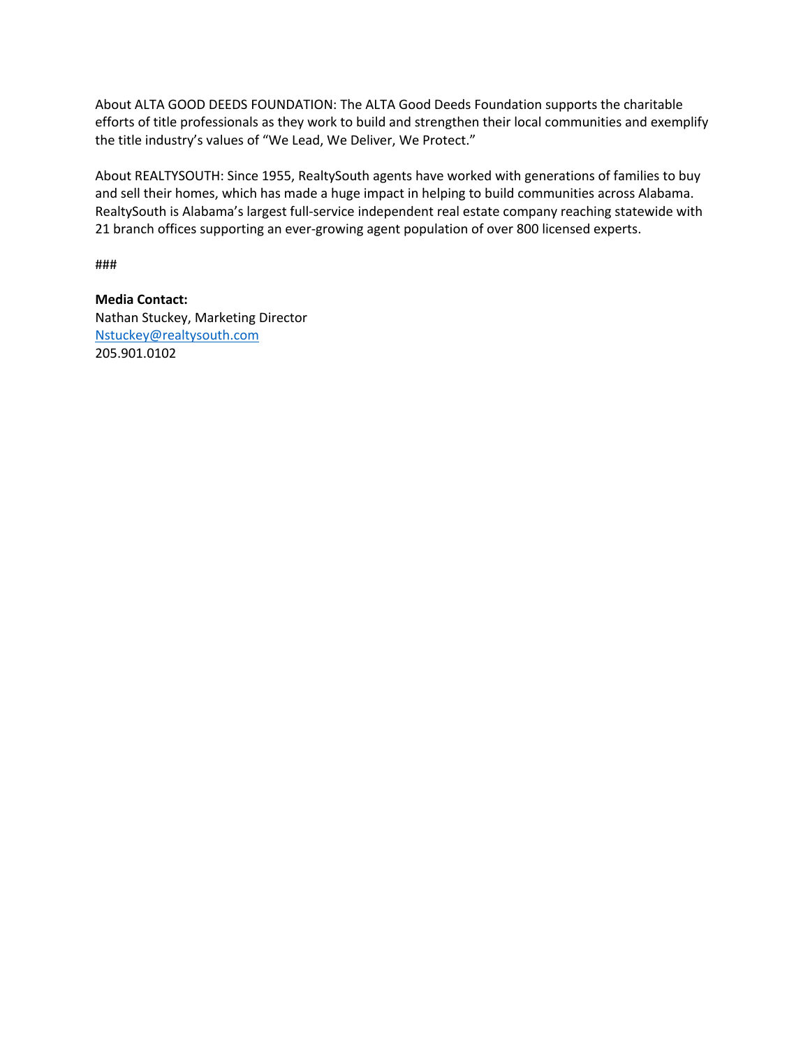About ALTA GOOD DEEDS FOUNDATION: The ALTA Good Deeds Foundation supports the charitable efforts of title professionals as they work to build and strengthen their local communities and exemplify the title industry's values of "We Lead, We Deliver, We Protect."

About REALTYSOUTH: Since 1955, RealtySouth agents have worked with generations of families to buy and sell their homes, which has made a huge impact in helping to build communities across Alabama. RealtySouth is Alabama's largest full-service independent real estate company reaching statewide with 21 branch offices supporting an ever-growing agent population of over 800 licensed experts.

###

**Media Contact:**
Nathan Stuckey, Marketing Director
Nstuckey@realtysouth.com
205.901.0102